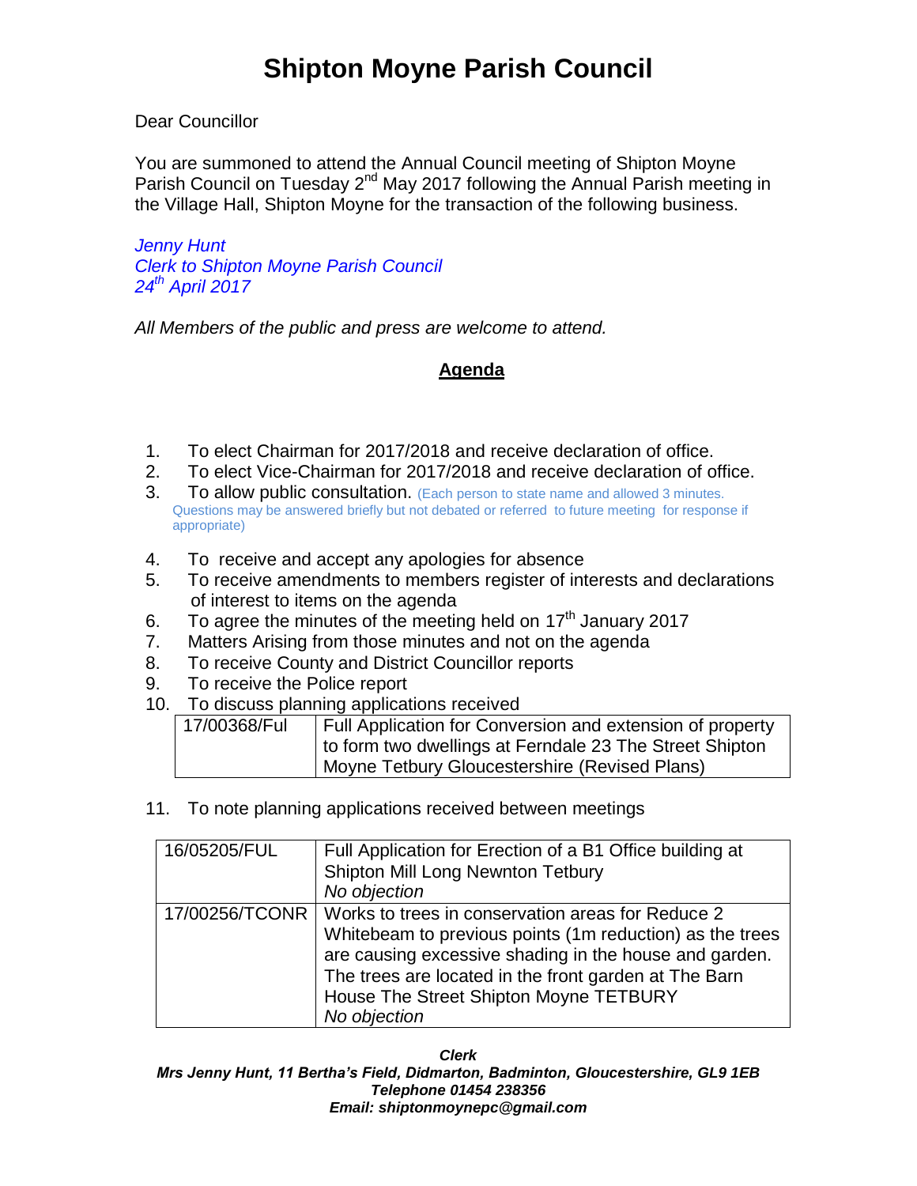# Shipton Moyne Parish Council

Dear Councillor

You are summoned to attend the Annual Council meeting of Shipton Moyne Parish Council on Tuesday 2nd May 2017 following the Annual Parish meeting in the Village Hall, Shipton Moyne for the transaction of the following business.

*Jenny Hunt*
*Clerk to Shipton Moyne Parish Council*
*24th April 2017*

*All Members of the public and press are welcome to attend.*

## Agenda

1. To elect Chairman for 2017/2018 and receive declaration of office.
2. To elect Vice-Chairman for 2017/2018 and receive declaration of office.
3. To allow public consultation. (Each person to state name and allowed 3 minutes. Questions may be answered briefly but not debated or referred to future meeting for response if appropriate)
4. To receive and accept any apologies for absence
5. To receive amendments to members register of interests and declarations of interest to items on the agenda
6. To agree the minutes of the meeting held on 17th January 2017
7. Matters Arising from those minutes and not on the agenda
8. To receive County and District Councillor reports
9. To receive the Police report
10. To discuss planning applications received

| 17/00368/Ful | Full Application for Conversion and extension of property to form two dwellings at Ferndale 23 The Street Shipton Moyne Tetbury Gloucestershire (Revised Plans) |
|---|---|

11. To note planning applications received between meetings

| 16/05205/FUL | Full Application for Erection of a B1 Office building at Shipton Mill Long Newnton Tetbury *No objection* |
|---|---|
| 17/00256/TCONR | Works to trees in conservation areas for Reduce 2 Whitebeam to previous points (1m reduction) as the trees are causing excessive shading in the house and garden. The trees are located in the front garden at The Barn House The Street Shipton Moyne TETBURY *No objection* |

***Clerk***
***Mrs Jenny Hunt, 11 Bertha's Field, Didmarton, Badminton, Gloucestershire, GL9 1EB***
***Telephone 01454 238356***
***Email: shiptonmoynepc@gmail.com***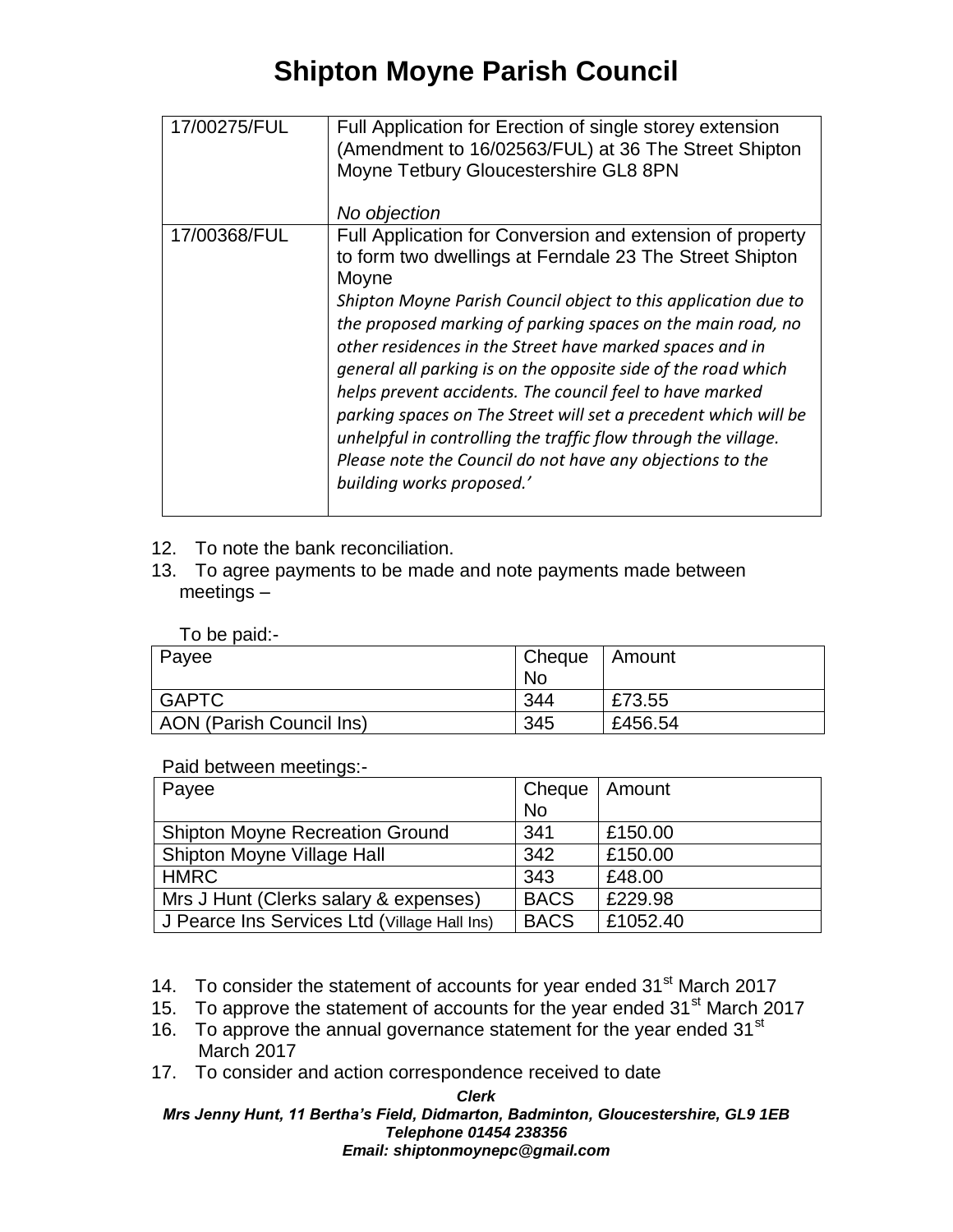# Shipton Moyne Parish Council

| | |
|---|---|
| 17/00275/FUL | Full Application for Erection of single storey extension (Amendment to 16/02563/FUL) at 36 The Street Shipton Moyne Tetbury Gloucestershire GL8 8PN<br><br>*No objection* |
| 17/00368/FUL | Full Application for Conversion and extension of property to form two dwellings at Ferndale 23 The Street Shipton Moyne<br>*Shipton Moyne Parish Council object to this application due to the proposed marking of parking spaces on the main road, no other residences in the Street have marked spaces and in general all parking is on the opposite side of the road which helps prevent accidents. The council feel to have marked parking spaces on The Street will set a precedent which will be unhelpful in controlling the traffic flow through the village. Please note the Council do not have any objections to the building works proposed.'* |

12. To note the bank reconciliation.
13. To agree payments to be made and note payments made between meetings –

To be paid:-

| Payee | Cheque No | Amount |
|---|---|---|
| GAPTC | 344 | £73.55 |
| AON (Parish Council Ins) | 345 | £456.54 |

Paid between meetings:-

| Payee | Cheque No | Amount |
|---|---|---|
| Shipton Moyne Recreation Ground | 341 | £150.00 |
| Shipton Moyne Village Hall | 342 | £150.00 |
| HMRC | 343 | £48.00 |
| Mrs J Hunt (Clerks salary & expenses) | BACS | £229.98 |
| J Pearce Ins Services Ltd (Village Hall Ins) | BACS | £1052.40 |

14. To consider the statement of accounts for year ended 31st March 2017
15. To approve the statement of accounts for the year ended 31st March 2017
16. To approve the annual governance statement for the year ended 31st March 2017
17. To consider and action correspondence received to date

***Clerk***
***Mrs Jenny Hunt, 11 Bertha's Field, Didmarton, Badminton, Gloucestershire, GL9 1EB***
***Telephone 01454 238356***
***Email: shiptonmoynepc@gmail.com***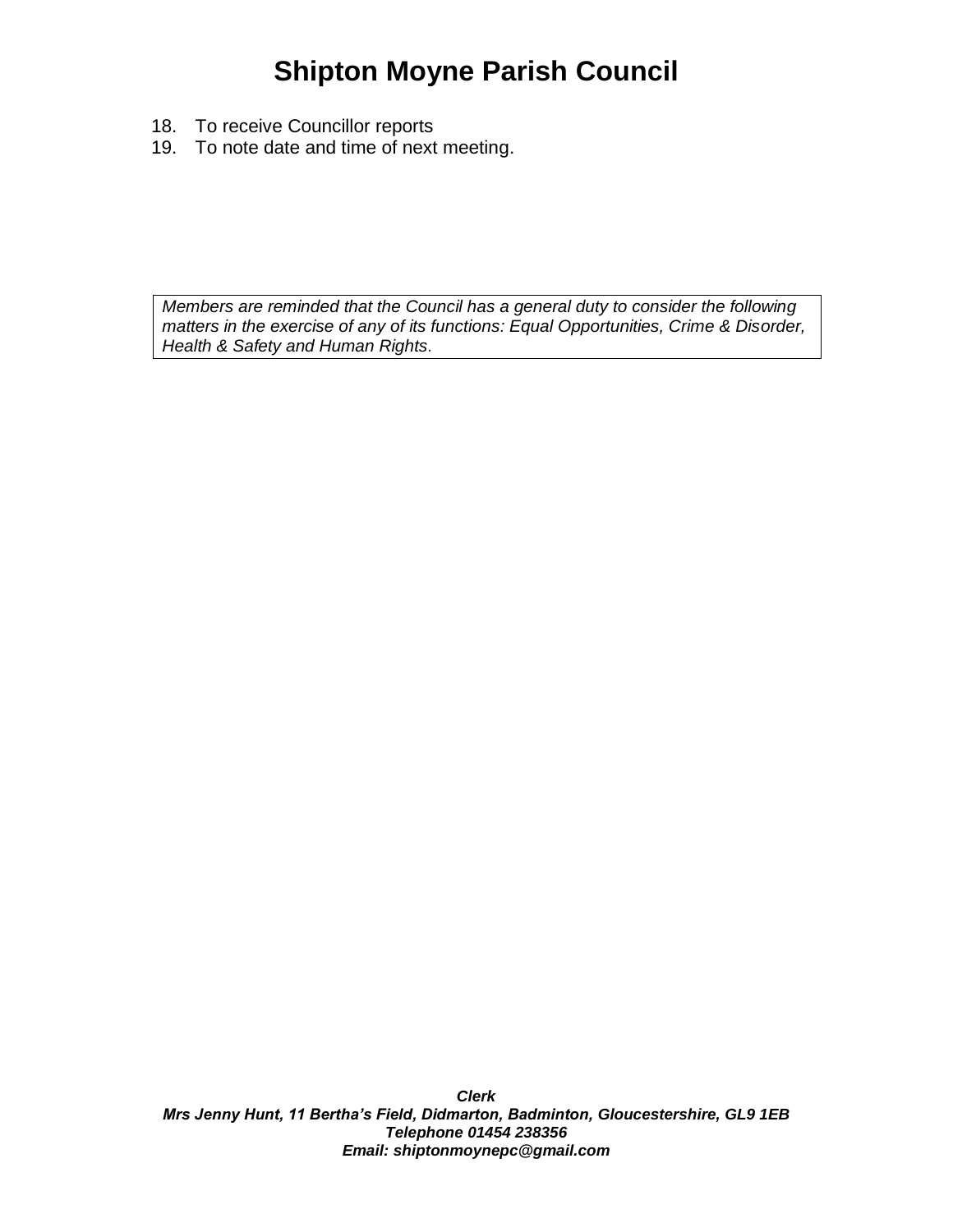18. To receive Councillor reports
19. To note date and time of next meeting.

*Members are reminded that the Council has a general duty to consider the following matters in the exercise of any of its functions: Equal Opportunities, Crime & Disorder, Health & Safety and Human Rights.*

***Clerk***
***Mrs Jenny Hunt, 11 Bertha's Field, Didmarton, Badminton, Gloucestershire, GL9 1EB***
***Telephone 01454 238356***
***Email: shiptonmoynepc@gmail.com***